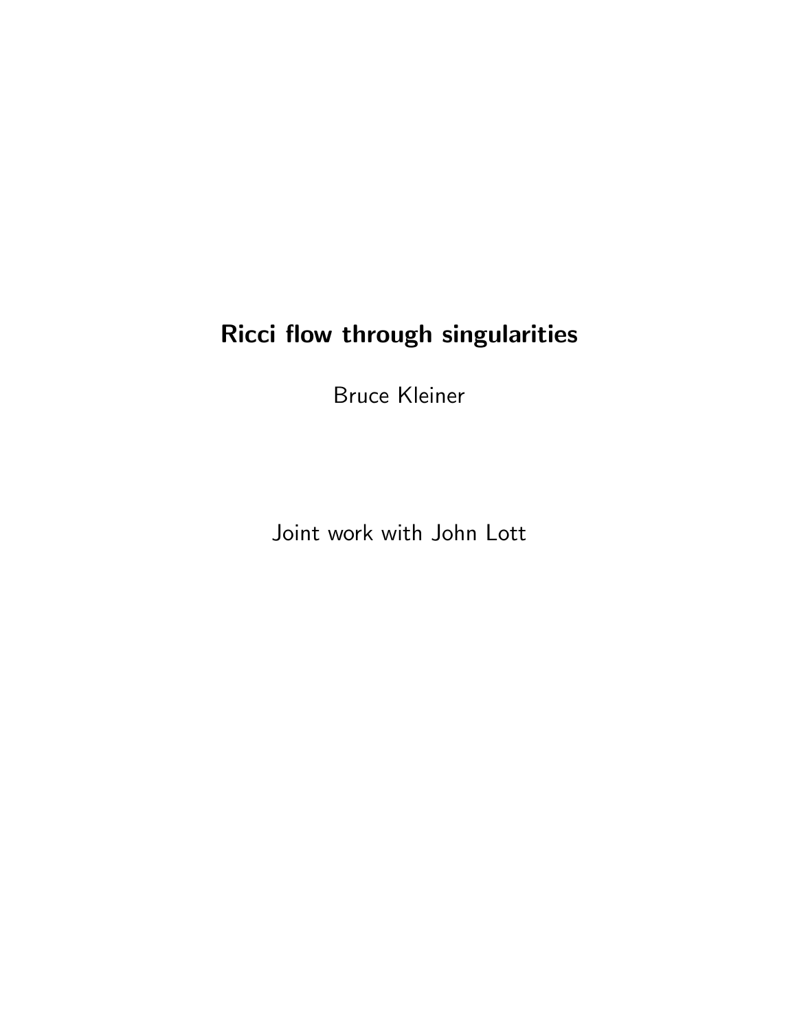# Ricci flow through singularities

Bruce Kleiner

Joint work with John Lott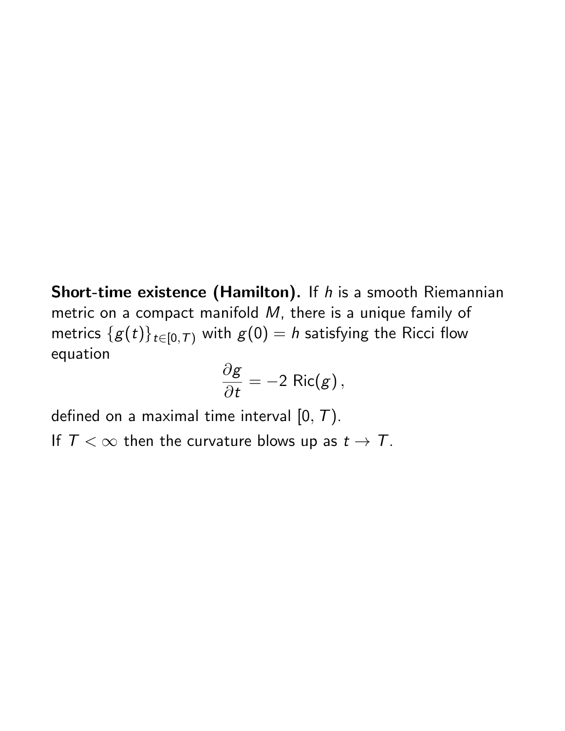**Short-time existence (Hamilton).** If $h$ is a smooth Riemannian metric on a compact manifold $M$, there is a unique family of metrics $\{g(t)\}_{t\in[0,T)}$ with $g(0) = h$ satisfying the Ricci flow equation

$$\frac{\partial g}{\partial t} = -2\ \mathrm{Ric}(g)\,,$$

defined on a maximal time interval $[0, T)$.

If $T < \infty$ then the curvature blows up as $t \to T$.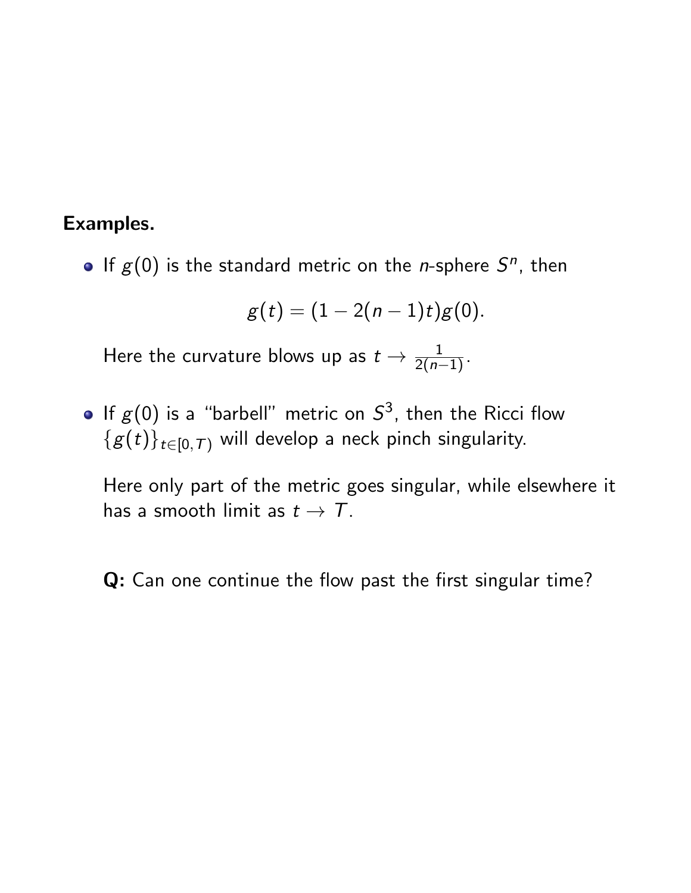**Examples.**

- If $g(0)$ is the standard metric on the $n$-sphere $S^n$, then

$$g(t) = (1 - 2(n-1)t)g(0).$$

  Here the curvature blows up as $t \to \frac{1}{2(n-1)}$.

- If $g(0)$ is a "barbell" metric on $S^3$, then the Ricci flow $\{g(t)\}_{t \in [0,T)}$ will develop a neck pinch singularity.

  Here only part of the metric goes singular, while elsewhere it has a smooth limit as $t \to T$.

**Q:** Can one continue the flow past the first singular time?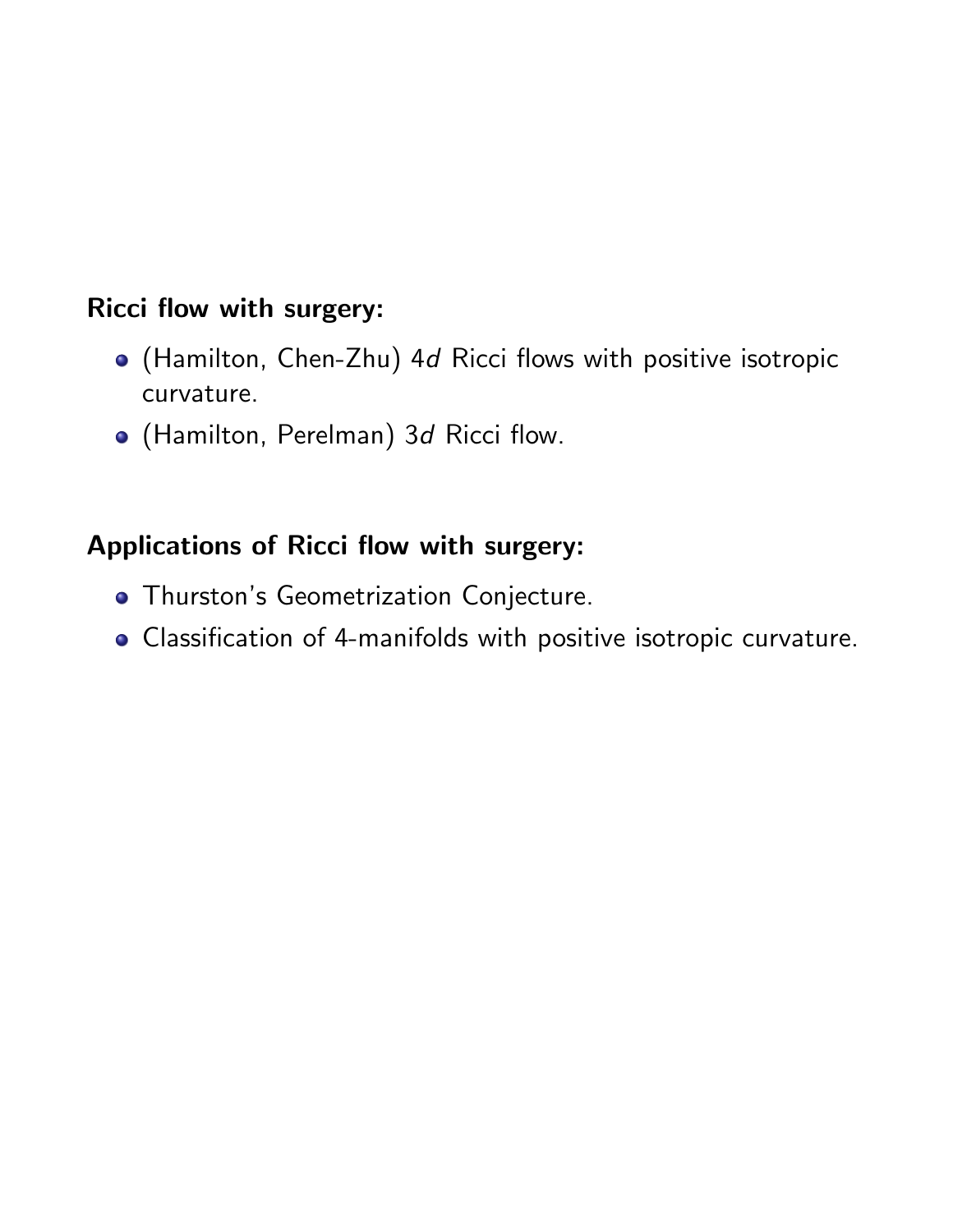**Ricci flow with surgery:**

- (Hamilton, Chen-Zhu) 4*d* Ricci flows with positive isotropic curvature.
- (Hamilton, Perelman) 3*d* Ricci flow.

**Applications of Ricci flow with surgery:**

- Thurston's Geometrization Conjecture.
- Classification of 4-manifolds with positive isotropic curvature.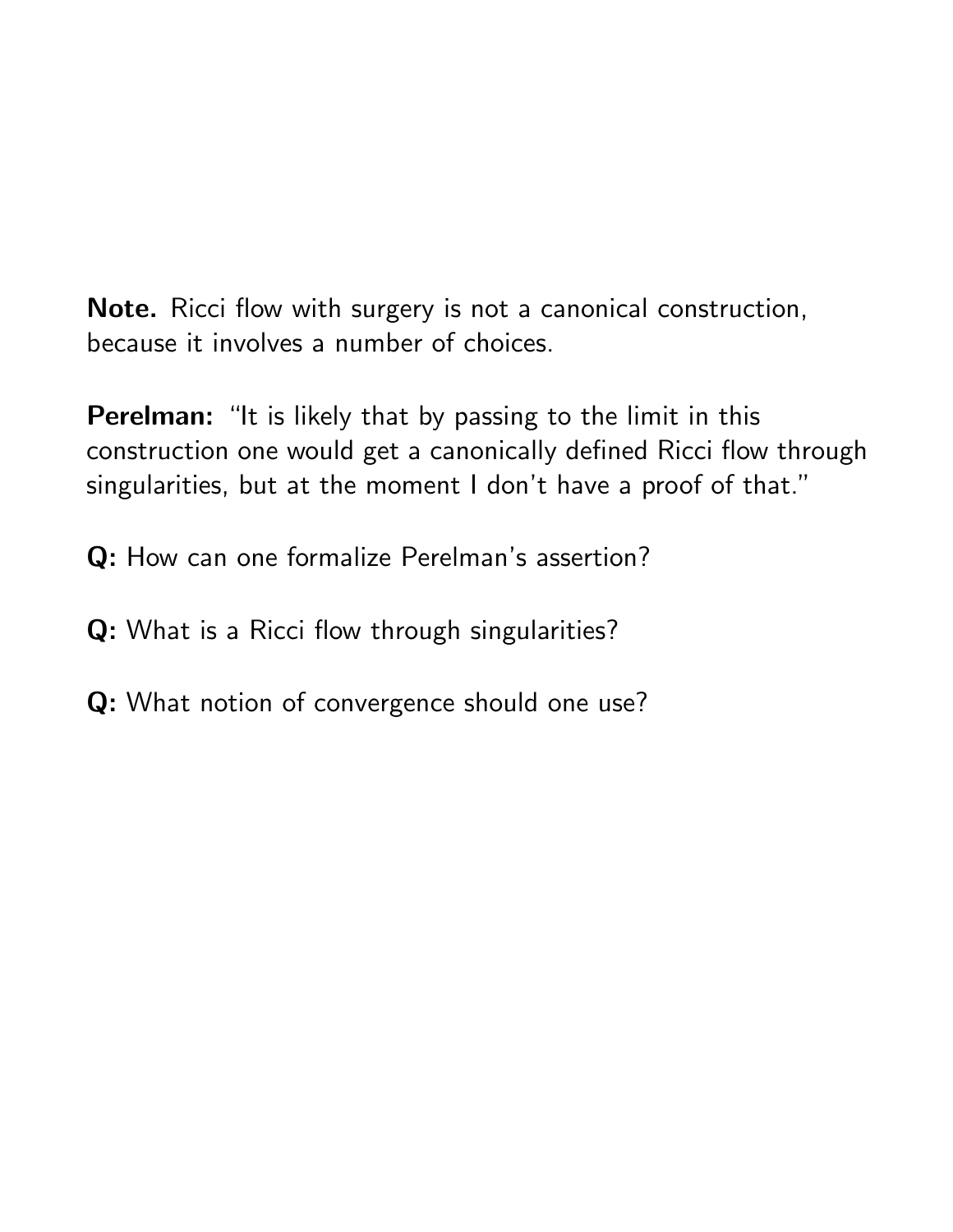**Note.** Ricci flow with surgery is not a canonical construction, because it involves a number of choices.

**Perelman:** "It is likely that by passing to the limit in this construction one would get a canonically defined Ricci flow through singularities, but at the moment I don't have a proof of that."

**Q:** How can one formalize Perelman's assertion?

**Q:** What is a Ricci flow through singularities?

**Q:** What notion of convergence should one use?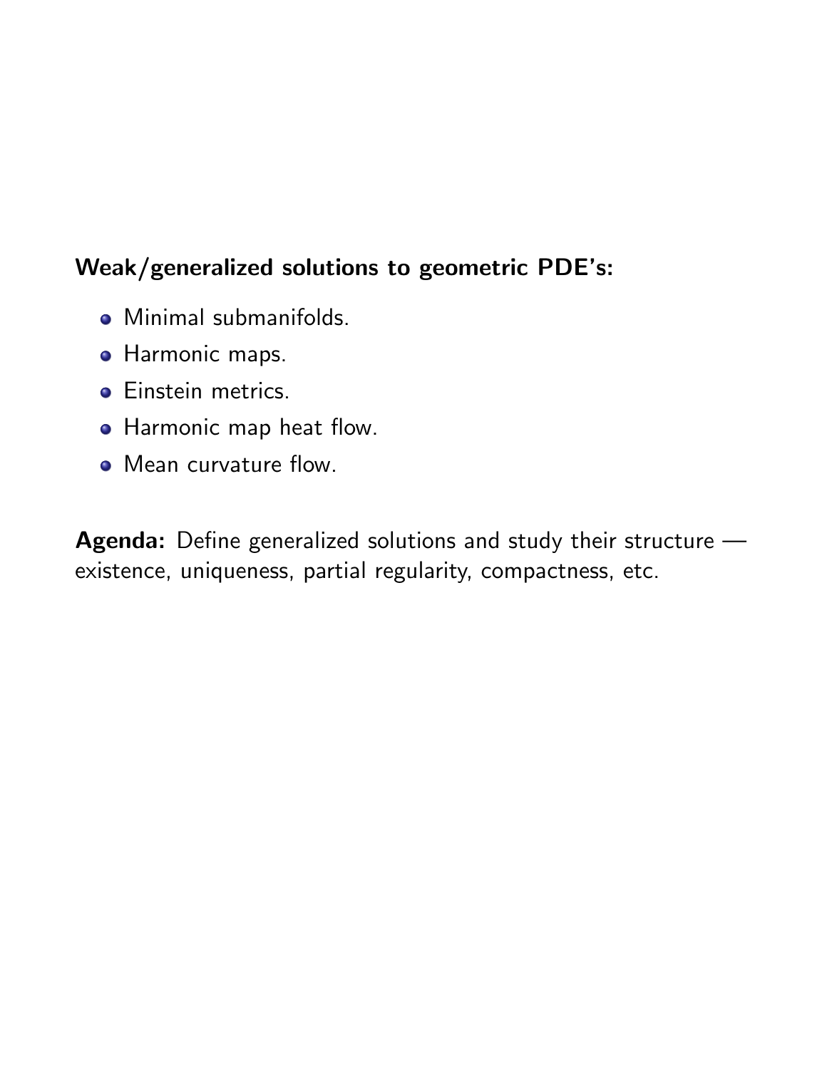**Weak/generalized solutions to geometric PDE's:**

- Minimal submanifolds.
- Harmonic maps.
- Einstein metrics.
- Harmonic map heat flow.
- Mean curvature flow.

**Agenda:** Define generalized solutions and study their structure — existence, uniqueness, partial regularity, compactness, etc.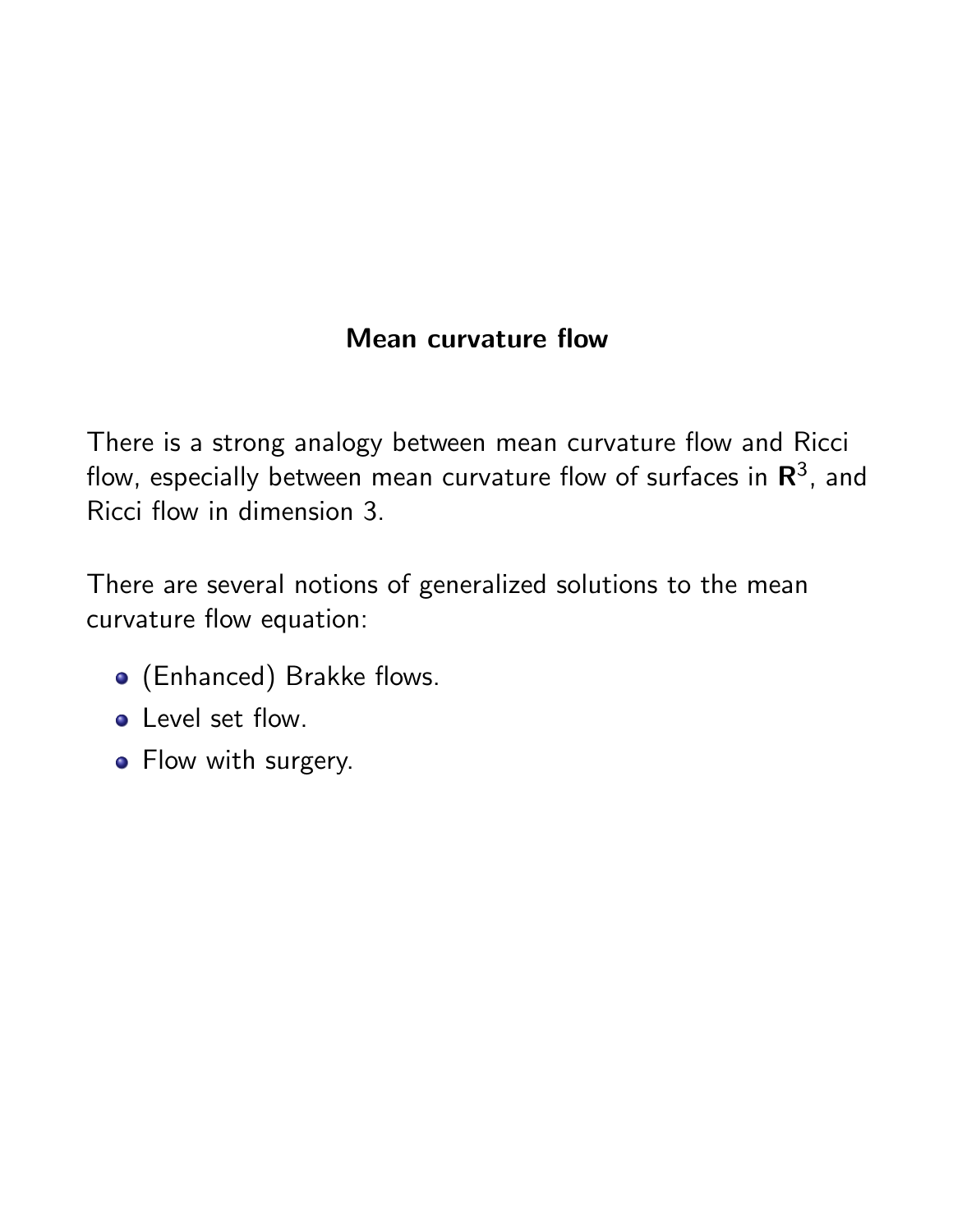## Mean curvature flow

There is a strong analogy between mean curvature flow and Ricci flow, especially between mean curvature flow of surfaces in $\mathbf{R}^3$, and Ricci flow in dimension 3.

There are several notions of generalized solutions to the mean curvature flow equation:

- (Enhanced) Brakke flows.
- Level set flow.
- Flow with surgery.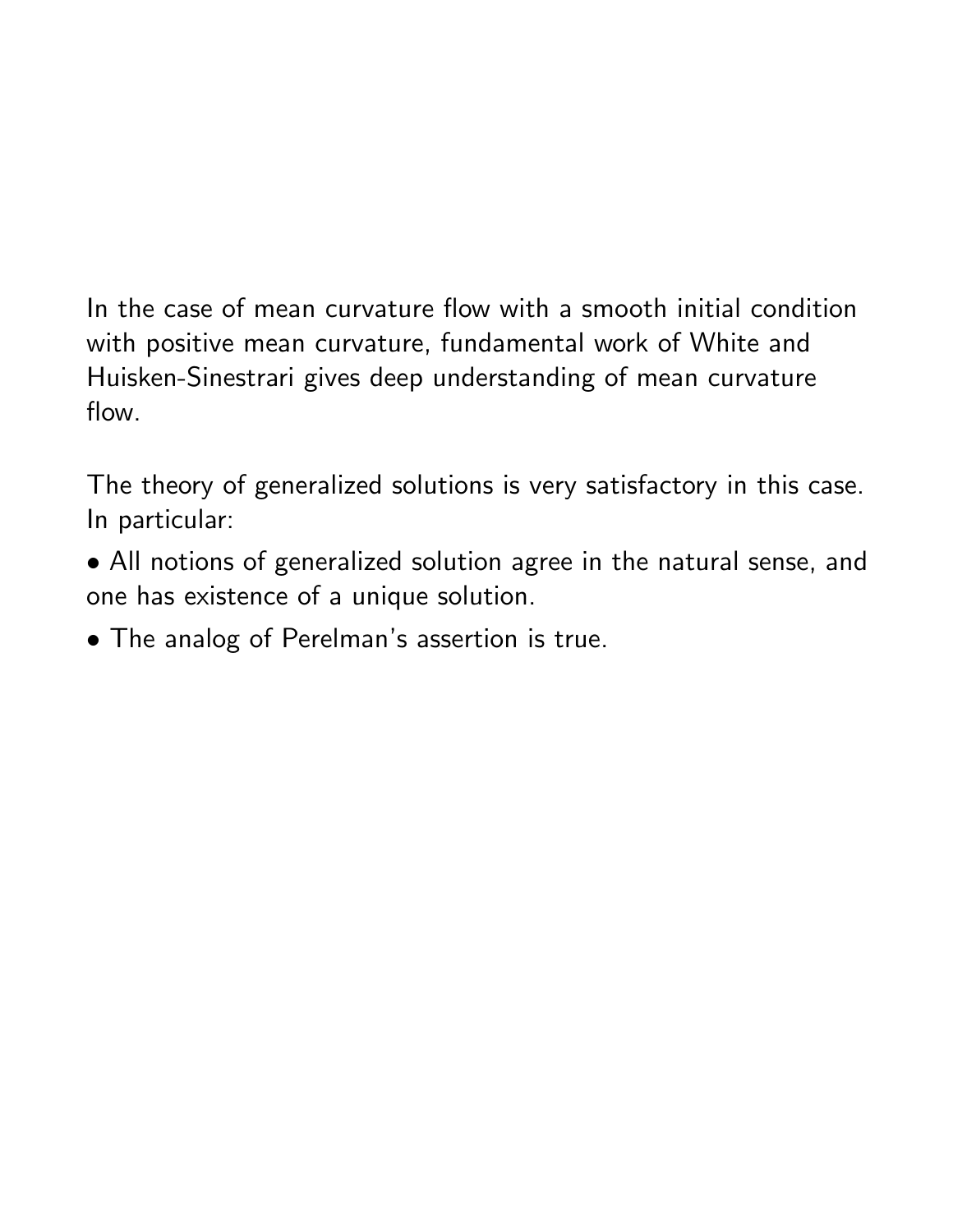In the case of mean curvature flow with a smooth initial condition with positive mean curvature, fundamental work of White and Huisken-Sinestrari gives deep understanding of mean curvature flow.

The theory of generalized solutions is very satisfactory in this case. In particular:

- All notions of generalized solution agree in the natural sense, and one has existence of a unique solution.
- The analog of Perelman's assertion is true.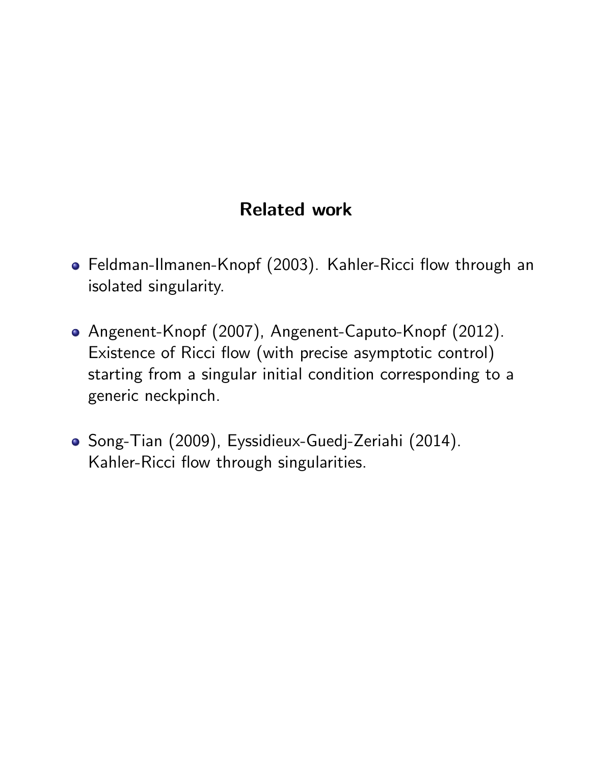## Related work

- Feldman-Ilmanen-Knopf (2003). Kahler-Ricci flow through an isolated singularity.
- Angenent-Knopf (2007), Angenent-Caputo-Knopf (2012). Existence of Ricci flow (with precise asymptotic control) starting from a singular initial condition corresponding to a generic neckpinch.
- Song-Tian (2009), Eyssidieux-Guedj-Zeriahi (2014). Kahler-Ricci flow through singularities.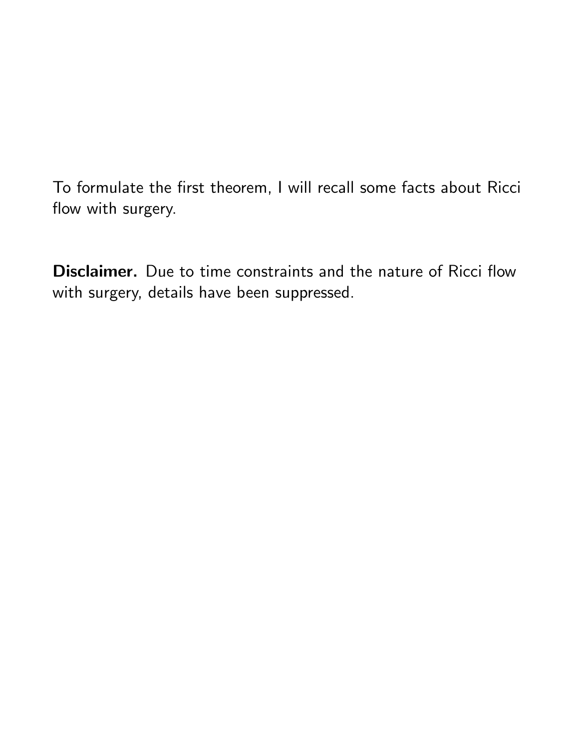To formulate the first theorem, I will recall some facts about Ricci flow with surgery.

**Disclaimer.** Due to time constraints and the nature of Ricci flow with surgery, details have been suppressed.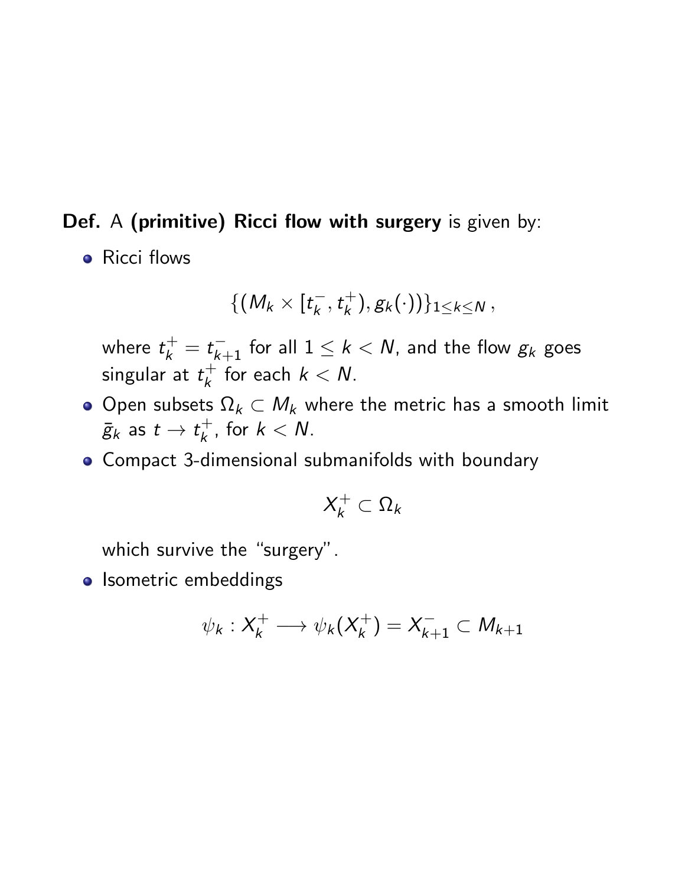**Def.** A **(primitive) Ricci flow with surgery** is given by:

- Ricci flows

$$\{(M_k \times [t_k^-, t_k^+), g_k(\cdot))\}_{1 \leq k \leq N}\,,$$

  where $t_k^+ = t_{k+1}^-$ for all $1 \leq k < N$, and the flow $g_k$ goes singular at $t_k^+$ for each $k < N$.
- Open subsets $\Omega_k \subset M_k$ where the metric has a smooth limit $\bar{g}_k$ as $t \to t_k^+$, for $k < N$.
- Compact 3-dimensional submanifolds with boundary

$$X_k^+ \subset \Omega_k$$

  which survive the "surgery".
- Isometric embeddings

$$\psi_k : X_k^+ \longrightarrow \psi_k(X_k^+) = X_{k+1}^- \subset M_{k+1}$$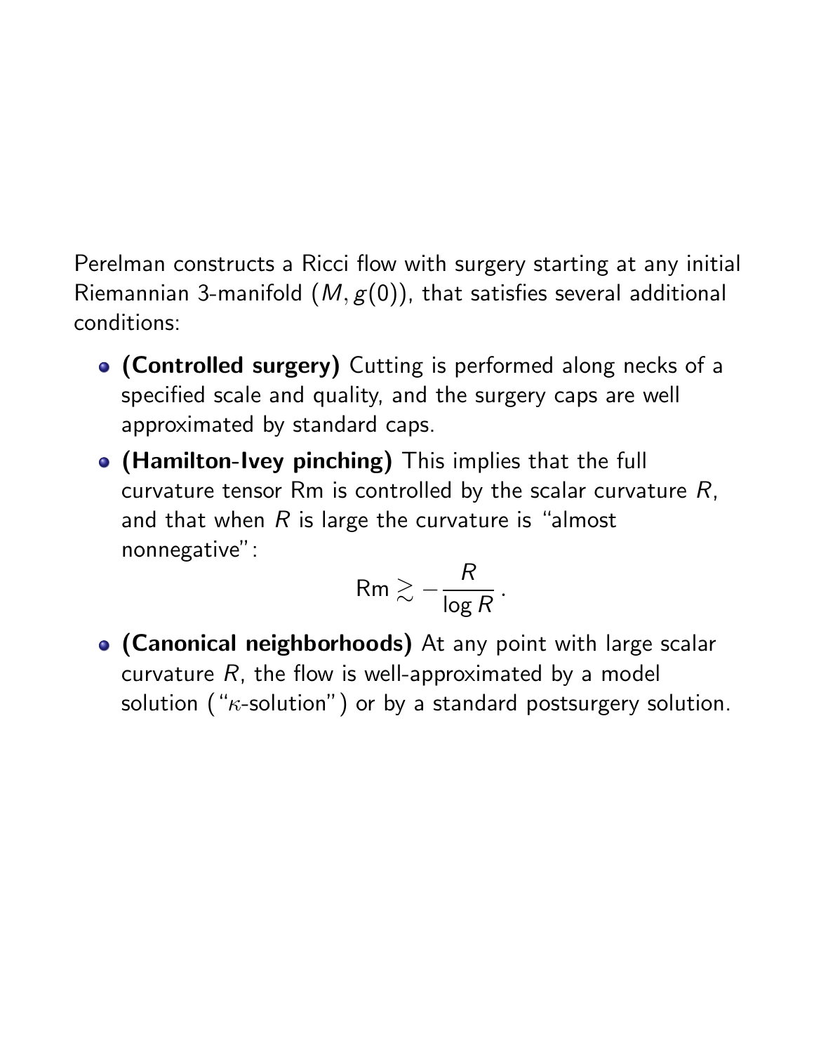Perelman constructs a Ricci flow with surgery starting at any initial Riemannian 3-manifold $(M, g(0))$, that satisfies several additional conditions:

- **(Controlled surgery)** Cutting is performed along necks of a specified scale and quality, and the surgery caps are well approximated by standard caps.
- **(Hamilton-Ivey pinching)** This implies that the full curvature tensor Rm is controlled by the scalar curvature $R$, and that when $R$ is large the curvature is "almost nonnegative":

$$\mathrm{Rm} \gtrsim -\frac{R}{\log R}\,.$$

- **(Canonical neighborhoods)** At any point with large scalar curvature $R$, the flow is well-approximated by a model solution ("$\kappa$-solution") or by a standard postsurgery solution.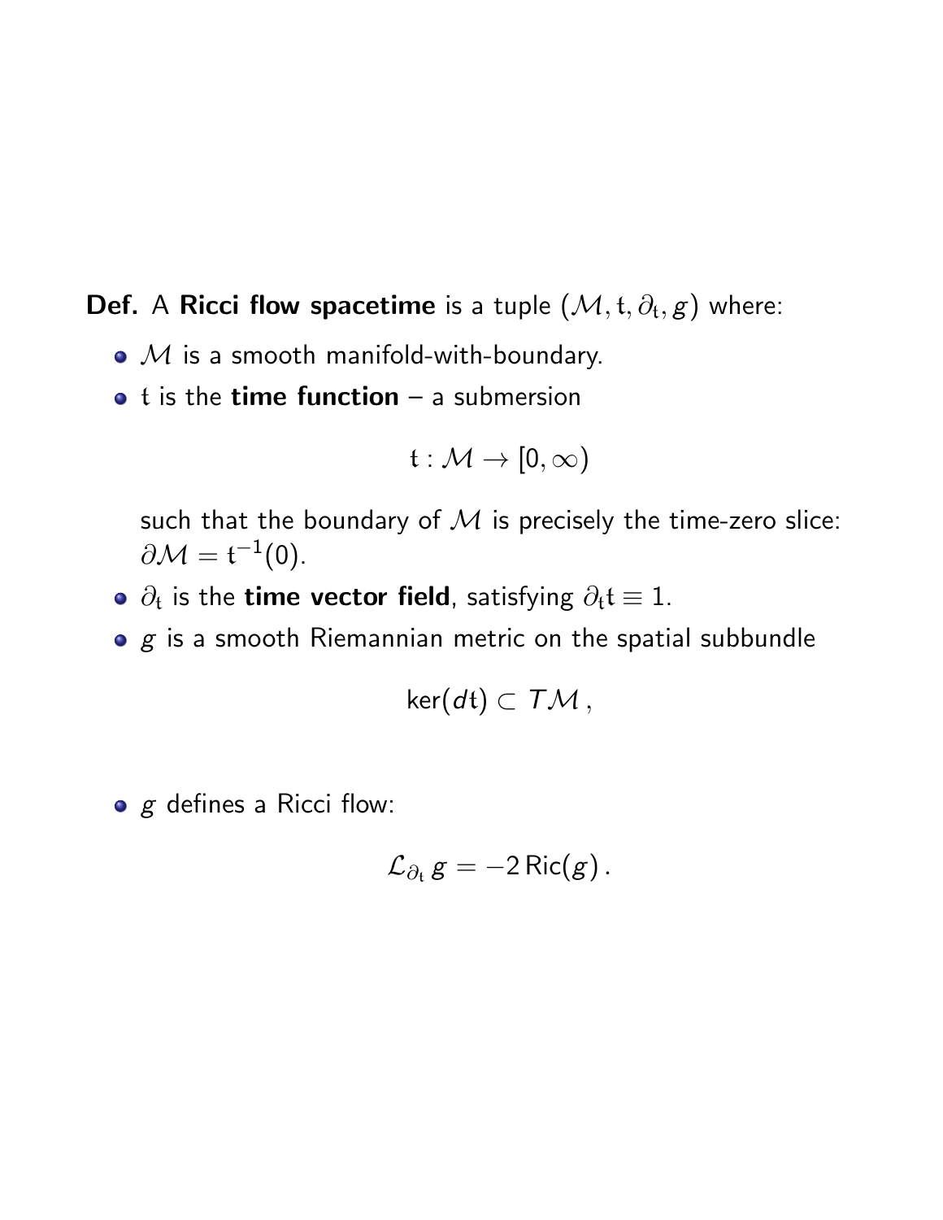**Def.** A **Ricci flow spacetime** is a tuple $(\mathcal{M}, \mathfrak{t}, \partial_{\mathfrak{t}}, g)$ where:

- $\mathcal{M}$ is a smooth manifold-with-boundary.
- $\mathfrak{t}$ is the **time function** – a submersion

$$\mathfrak{t} : \mathcal{M} \to [0, \infty)$$

  such that the boundary of $\mathcal{M}$ is precisely the time-zero slice: $\partial\mathcal{M} = \mathfrak{t}^{-1}(0)$.
- $\partial_{\mathfrak{t}}$ is the **time vector field**, satisfying $\partial_{\mathfrak{t}}\mathfrak{t} \equiv 1$.
- $g$ is a smooth Riemannian metric on the spatial subbundle

$$\ker(d\mathfrak{t}) \subset T\mathcal{M}\,,$$

- $g$ defines a Ricci flow:

$$\mathcal{L}_{\partial_{\mathfrak{t}}}\, g = -2\,\mathrm{Ric}(g)\,.$$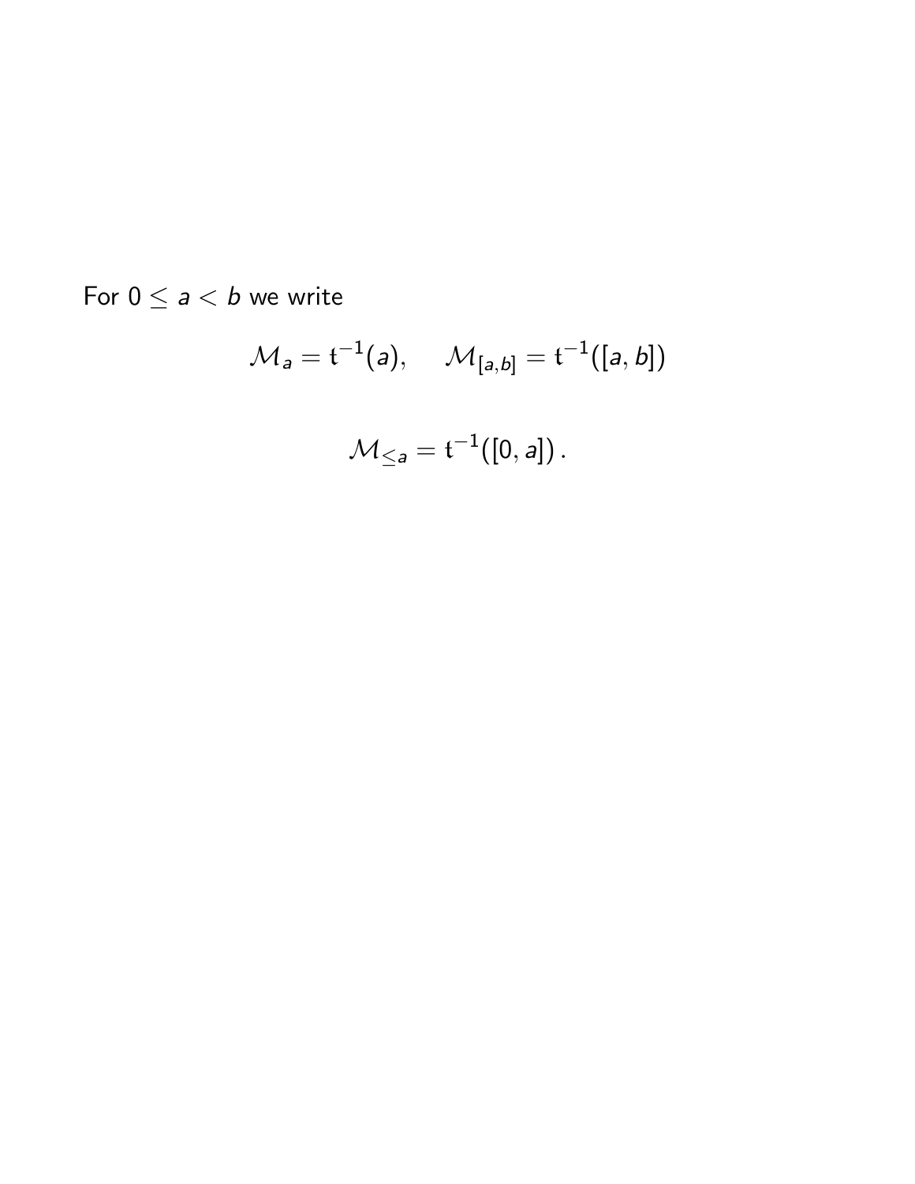For $0 \leq a < b$ we write

$$\mathcal{M}_a = \mathfrak{t}^{-1}(a), \quad \mathcal{M}_{[a,b]} = \mathfrak{t}^{-1}([a,b])$$

$$\mathcal{M}_{\leq a} = \mathfrak{t}^{-1}([0,a]) \, .$$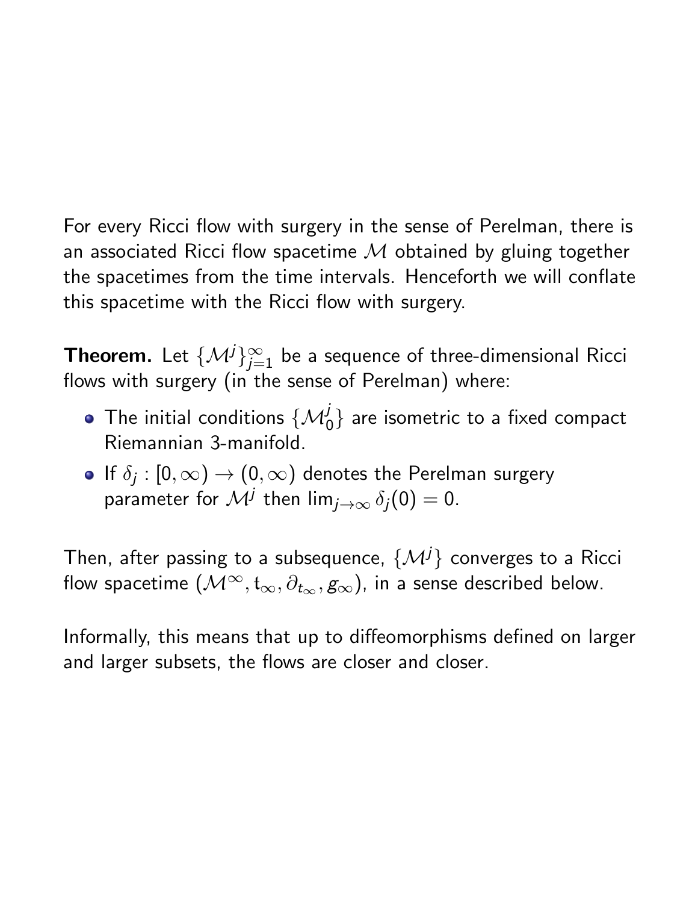For every Ricci flow with surgery in the sense of Perelman, there is an associated Ricci flow spacetime $\mathcal{M}$ obtained by gluing together the spacetimes from the time intervals. Henceforth we will conflate this spacetime with the Ricci flow with surgery.

**Theorem.** Let $\{\mathcal{M}^j\}_{j=1}^{\infty}$ be a sequence of three-dimensional Ricci flows with surgery (in the sense of Perelman) where:

- The initial conditions $\{\mathcal{M}^j_0\}$ are isometric to a fixed compact Riemannian 3-manifold.
- If $\delta_j : [0, \infty) \to (0, \infty)$ denotes the Perelman surgery parameter for $\mathcal{M}^j$ then $\lim_{j\to\infty} \delta_j(0) = 0$.

Then, after passing to a subsequence, $\{\mathcal{M}^j\}$ converges to a Ricci flow spacetime $(\mathcal{M}^\infty, \mathfrak{t}_\infty, \partial_{\mathfrak{t}_\infty}, g_\infty)$, in a sense described below.

Informally, this means that up to diffeomorphisms defined on larger and larger subsets, the flows are closer and closer.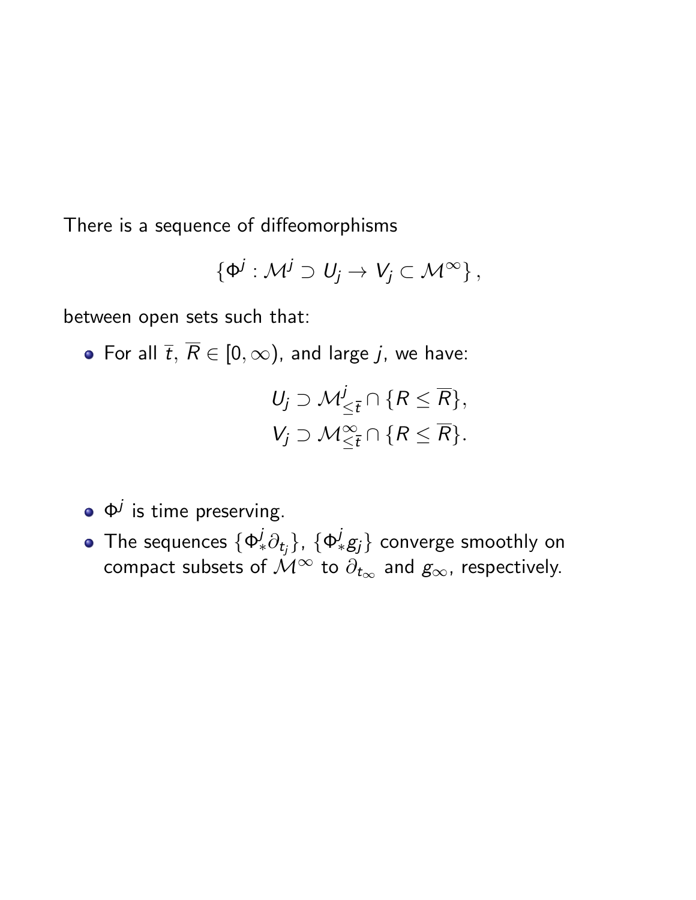There is a sequence of diffeomorphisms

$$\{\Phi^j : \mathcal{M}^j \supset U_j \to V_j \subset \mathcal{M}^\infty\},$$

between open sets such that:

- For all $\overline{t}$, $\overline{R} \in [0, \infty)$, and large $j$, we have:

$$U_j \supset \mathcal{M}^j_{\leq \bar{t}} \cap \{R \leq \overline{R}\},$$
$$V_j \supset \mathcal{M}^\infty_{\leq \bar{t}} \cap \{R \leq \overline{R}\}.$$

- $\Phi^j$ is time preserving.
- The sequences $\{\Phi^j_* \partial_{t_j}\}$, $\{\Phi^j_* g_j\}$ converge smoothly on compact subsets of $\mathcal{M}^\infty$ to $\partial_{t_\infty}$ and $g_\infty$, respectively.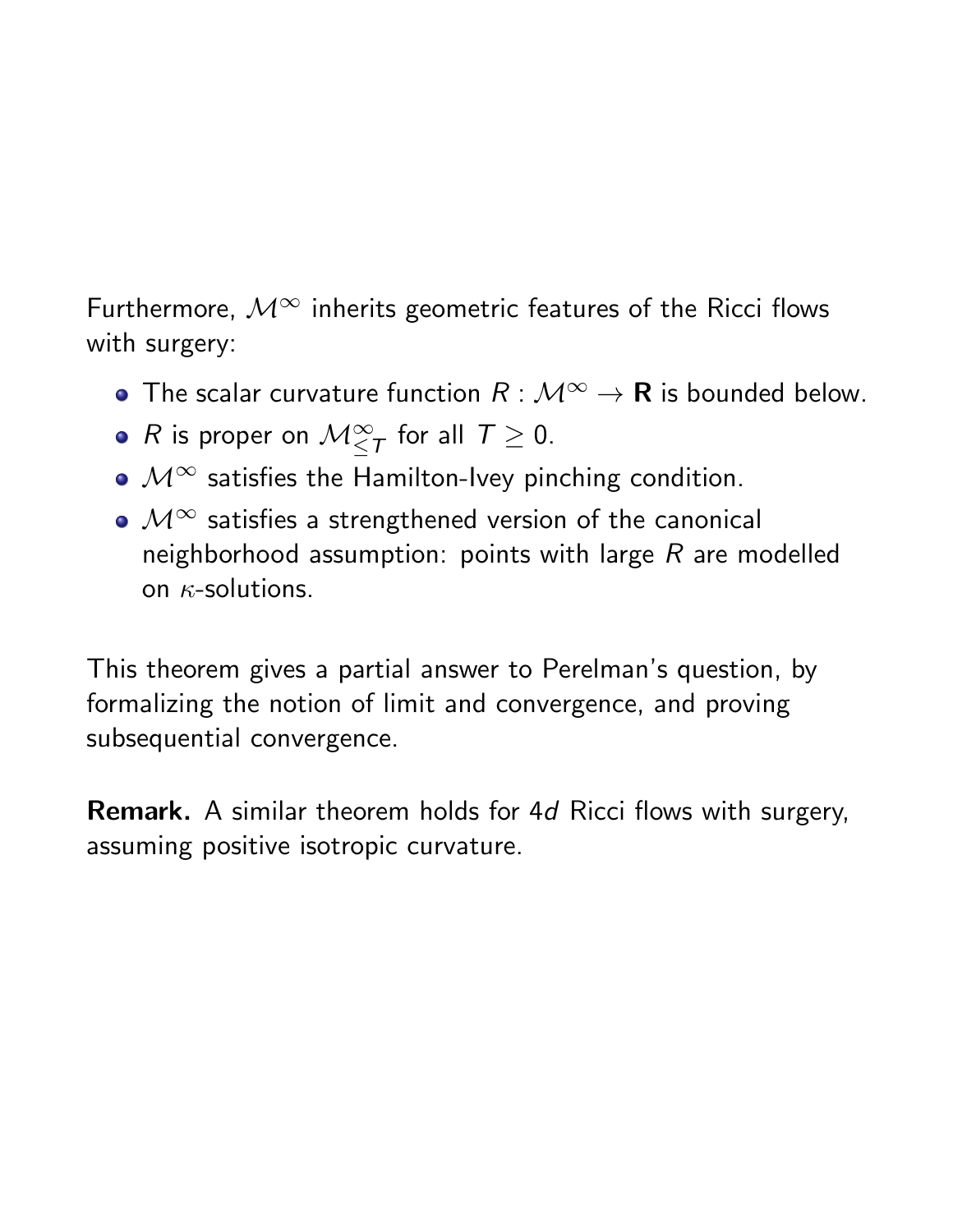Furthermore, $\mathcal{M}^\infty$ inherits geometric features of the Ricci flows with surgery:

- The scalar curvature function $R : \mathcal{M}^\infty \to \mathbf{R}$ is bounded below.
- $R$ is proper on $\mathcal{M}^\infty_{\leq T}$ for all $T \geq 0$.
- $\mathcal{M}^\infty$ satisfies the Hamilton-Ivey pinching condition.
- $\mathcal{M}^\infty$ satisfies a strengthened version of the canonical neighborhood assumption: points with large $R$ are modelled on $\kappa$-solutions.

This theorem gives a partial answer to Perelman's question, by formalizing the notion of limit and convergence, and proving subsequential convergence.

**Remark.** A similar theorem holds for 4*d* Ricci flows with surgery, assuming positive isotropic curvature.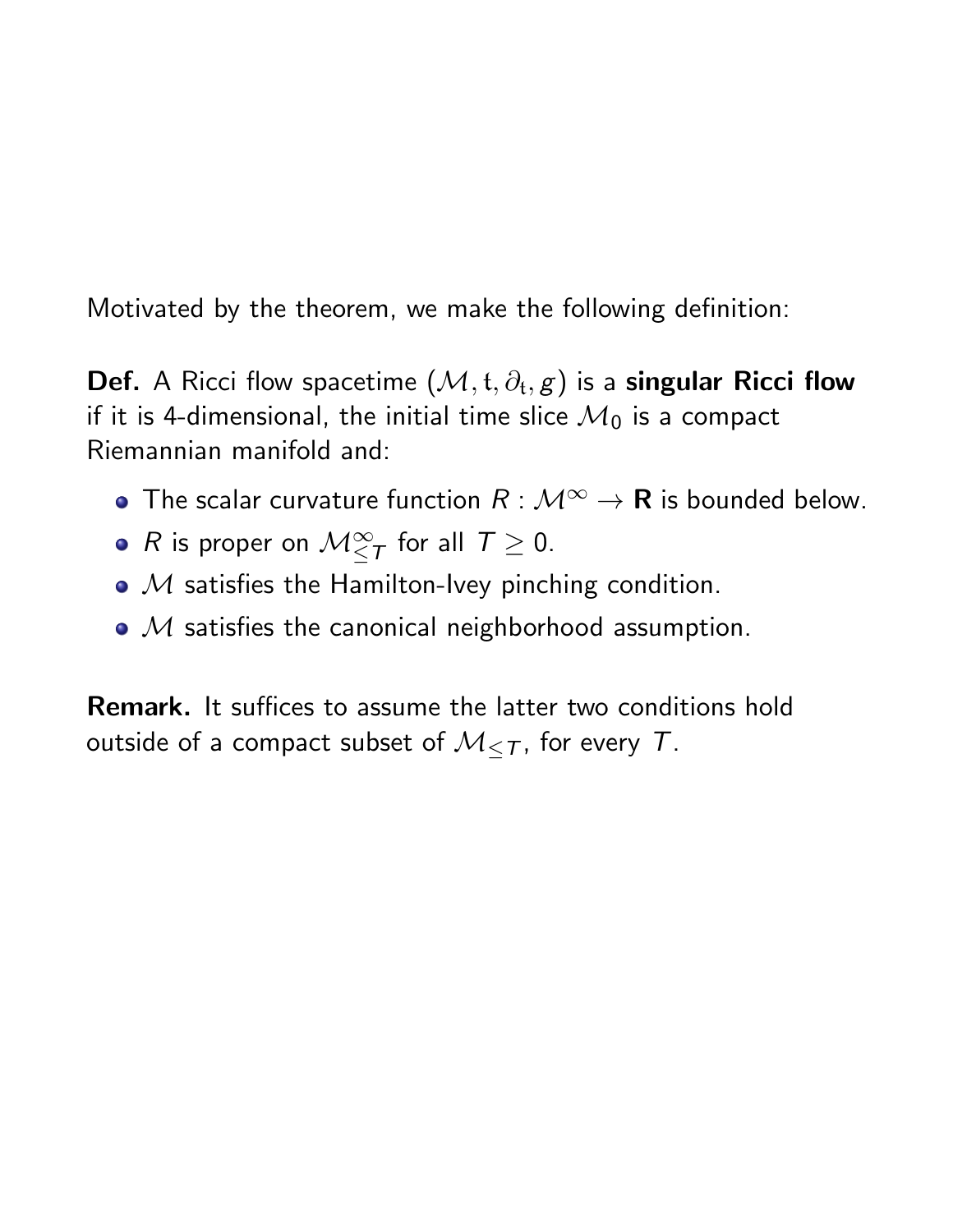Motivated by the theorem, we make the following definition:

**Def.** A Ricci flow spacetime $(\mathcal{M}, \mathfrak{t}, \partial_{\mathfrak{t}}, g)$ is a **singular Ricci flow** if it is 4-dimensional, the initial time slice $\mathcal{M}_0$ is a compact Riemannian manifold and:

- The scalar curvature function $R : \mathcal{M}^\infty \to \mathbf{R}$ is bounded below.
- $R$ is proper on $\mathcal{M}^\infty_{\leq T}$ for all $T \geq 0$.
- $\mathcal{M}$ satisfies the Hamilton-Ivey pinching condition.
- $\mathcal{M}$ satisfies the canonical neighborhood assumption.

**Remark.** It suffices to assume the latter two conditions hold outside of a compact subset of $\mathcal{M}_{\leq T}$, for every $T$.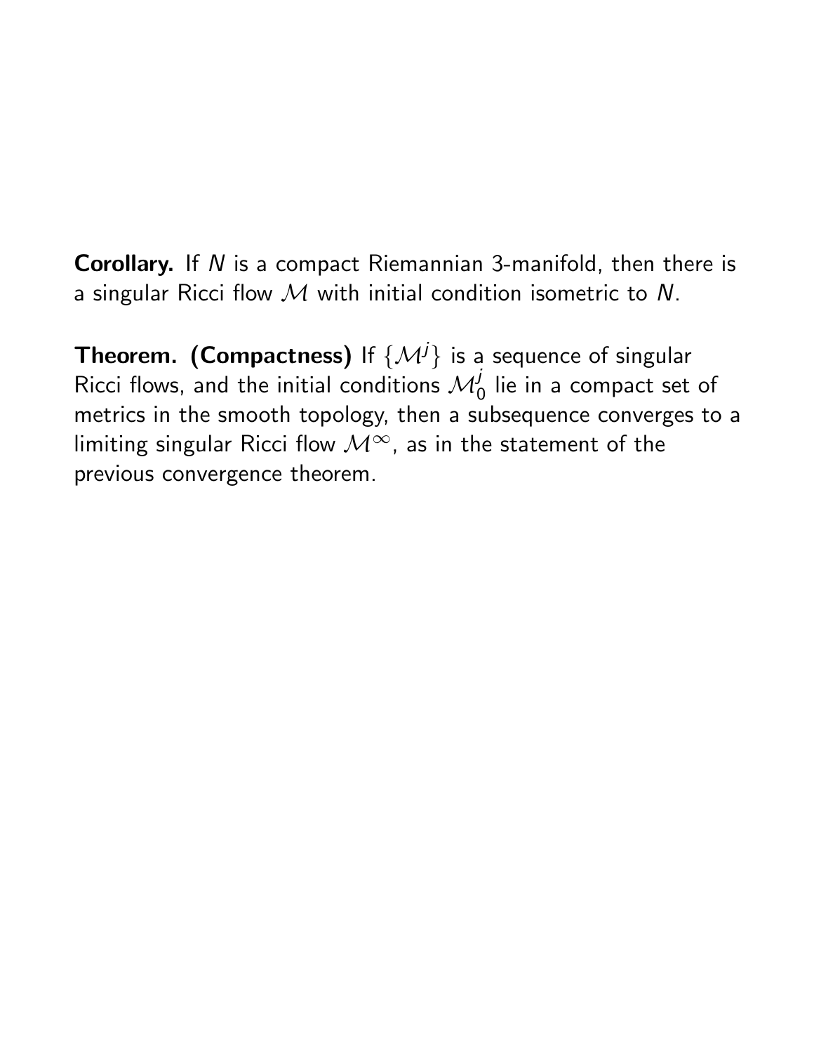**Corollary.** If $N$ is a compact Riemannian 3-manifold, then there is a singular Ricci flow $\mathcal{M}$ with initial condition isometric to $N$.

**Theorem. (Compactness)** If $\{\mathcal{M}^j\}$ is a sequence of singular Ricci flows, and the initial conditions $\mathcal{M}^j_0$ lie in a compact set of metrics in the smooth topology, then a subsequence converges to a limiting singular Ricci flow $\mathcal{M}^\infty$, as in the statement of the previous convergence theorem.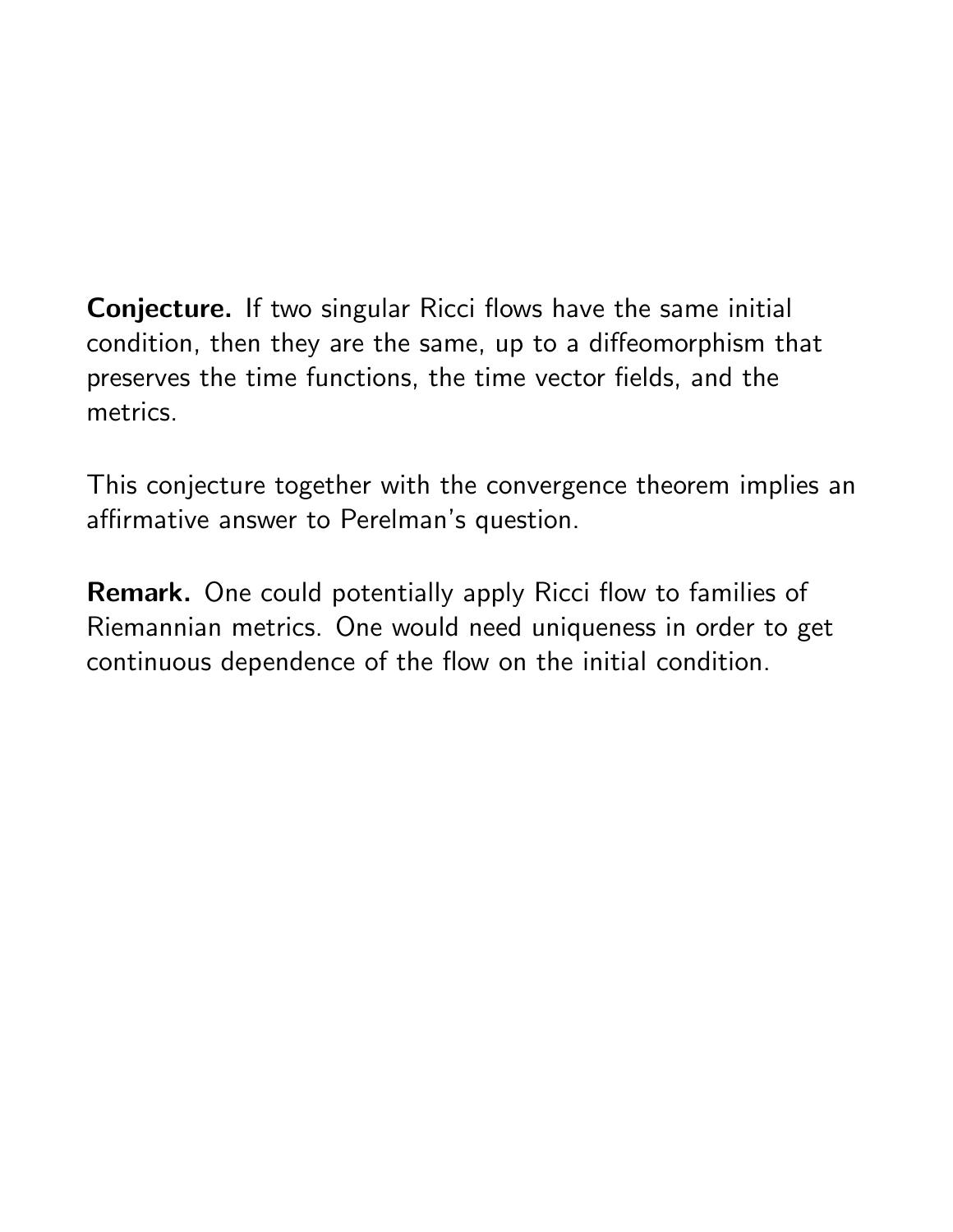**Conjecture.** If two singular Ricci flows have the same initial condition, then they are the same, up to a diffeomorphism that preserves the time functions, the time vector fields, and the metrics.

This conjecture together with the convergence theorem implies an affirmative answer to Perelman's question.

**Remark.** One could potentially apply Ricci flow to families of Riemannian metrics. One would need uniqueness in order to get continuous dependence of the flow on the initial condition.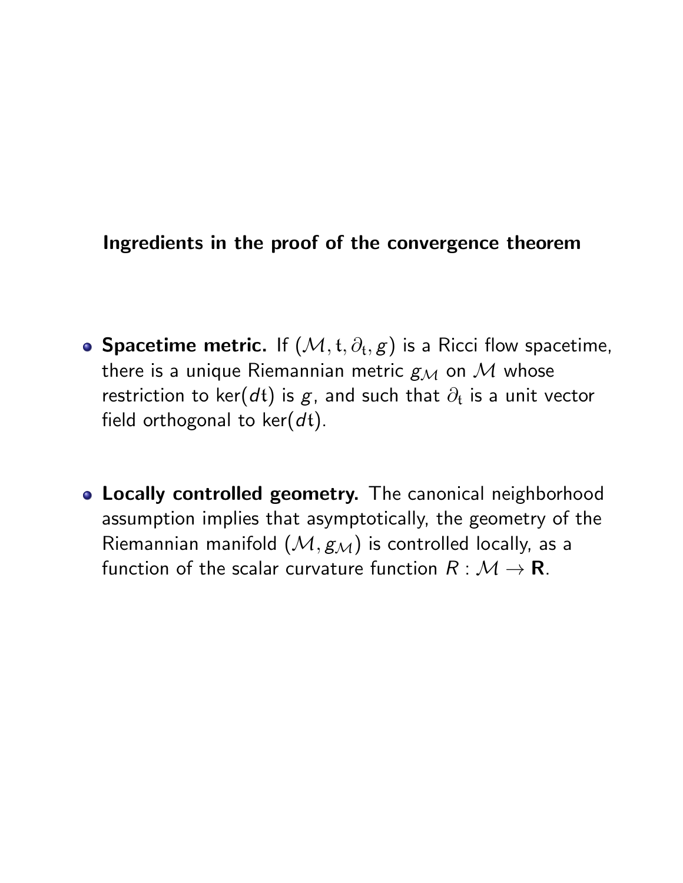## Ingredients in the proof of the convergence theorem

- **Spacetime metric.** If $(\mathcal{M}, \mathfrak{t}, \partial_{\mathfrak{t}}, g)$ is a Ricci flow spacetime, there is a unique Riemannian metric $g_{\mathcal{M}}$ on $\mathcal{M}$ whose restriction to $\ker(d\mathfrak{t})$ is $g$, and such that $\partial_{\mathfrak{t}}$ is a unit vector field orthogonal to $\ker(d\mathfrak{t})$.

- **Locally controlled geometry.** The canonical neighborhood assumption implies that asymptotically, the geometry of the Riemannian manifold $(\mathcal{M}, g_{\mathcal{M}})$ is controlled locally, as a function of the scalar curvature function $R : \mathcal{M} \to \mathbf{R}$.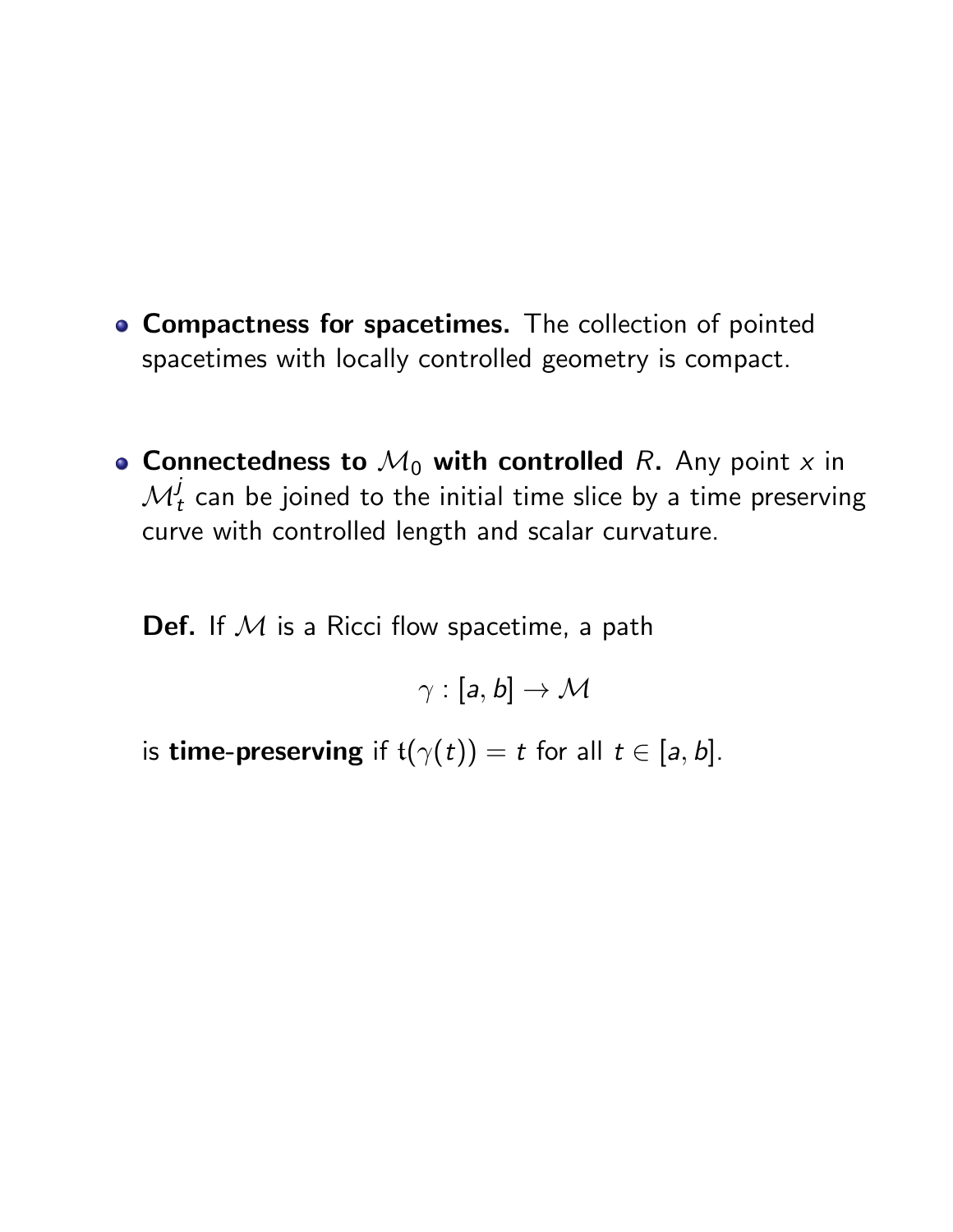- **Compactness for spacetimes.** The collection of pointed spacetimes with locally controlled geometry is compact.

- **Connectedness to $\mathcal{M}_0$ with controlled $R$.** Any point $x$ in $\mathcal{M}^j_t$ can be joined to the initial time slice by a time preserving curve with controlled length and scalar curvature.

  **Def.** If $\mathcal{M}$ is a Ricci flow spacetime, a path

  $$\gamma : [a, b] \to \mathcal{M}$$

  is **time-preserving** if $\mathfrak{t}(\gamma(t)) = t$ for all $t \in [a, b]$.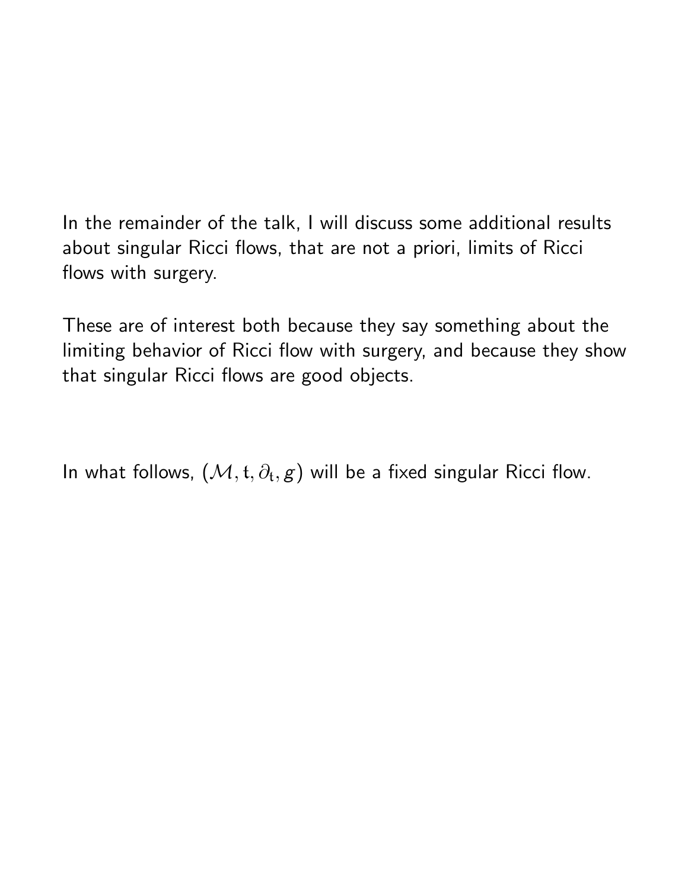In the remainder of the talk, I will discuss some additional results about singular Ricci flows, that are not a priori, limits of Ricci flows with surgery.

These are of interest both because they say something about the limiting behavior of Ricci flow with surgery, and because they show that singular Ricci flows are good objects.

In what follows, $(\mathcal{M}, \mathfrak{t}, \partial_{\mathfrak{t}}, g)$ will be a fixed singular Ricci flow.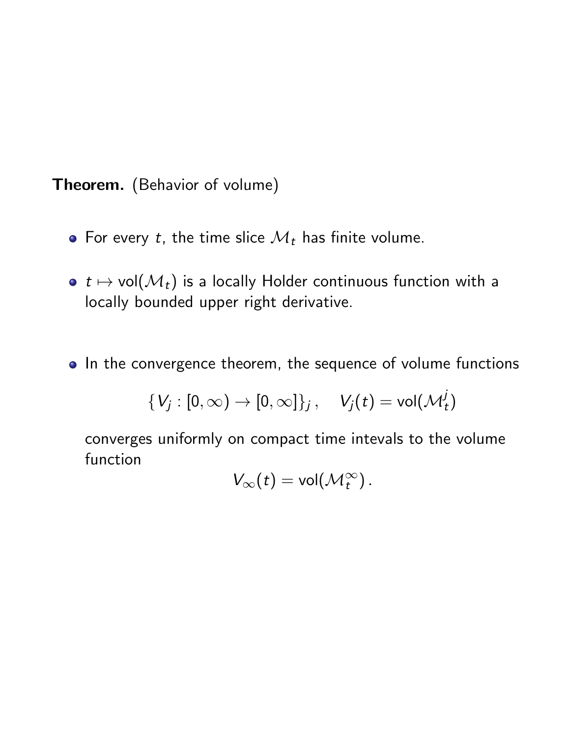**Theorem.** (Behavior of volume)

- For every $t$, the time slice $\mathcal{M}_t$ has finite volume.
- $t \mapsto \text{vol}(\mathcal{M}_t)$ is a locally Holder continuous function with a locally bounded upper right derivative.
- In the convergence theorem, the sequence of volume functions

$$\{V_j : [0, \infty) \to [0, \infty]\}_j\,, \quad V_j(t) = \text{vol}(\mathcal{M}_t^j)$$

  converges uniformly on compact time intevals to the volume function

$$V_\infty(t) = \text{vol}(\mathcal{M}_t^\infty)\,.$$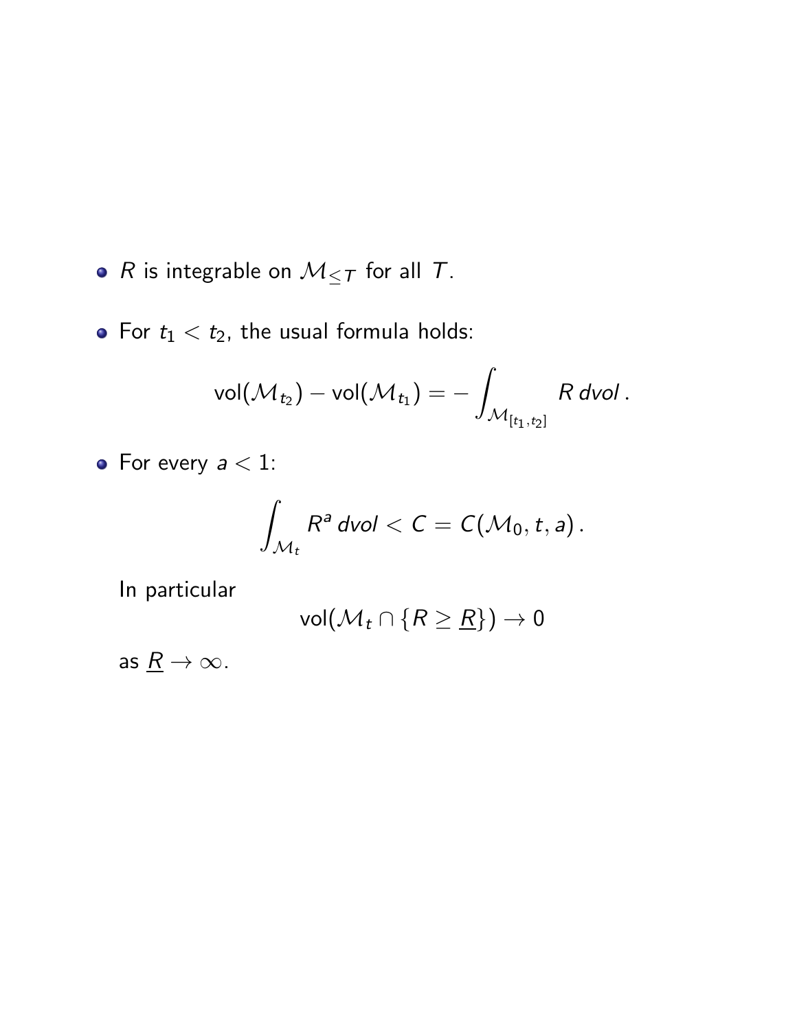- $R$ is integrable on $\mathcal{M}_{\leq T}$ for all $T$.
- For $t_1 < t_2$, the usual formula holds:

$$\mathrm{vol}(\mathcal{M}_{t_2}) - \mathrm{vol}(\mathcal{M}_{t_1}) = -\int_{\mathcal{M}_{[t_1,t_2]}} R\, dvol\,.$$

- For every $a < 1$:

$$\int_{\mathcal{M}_t} R^a\, dvol < C = C(\mathcal{M}_0, t, a)\,.$$

  In particular

$$\mathrm{vol}(\mathcal{M}_t \cap \{R \geq \underline{R}\}) \to 0$$

  as $\underline{R} \to \infty$.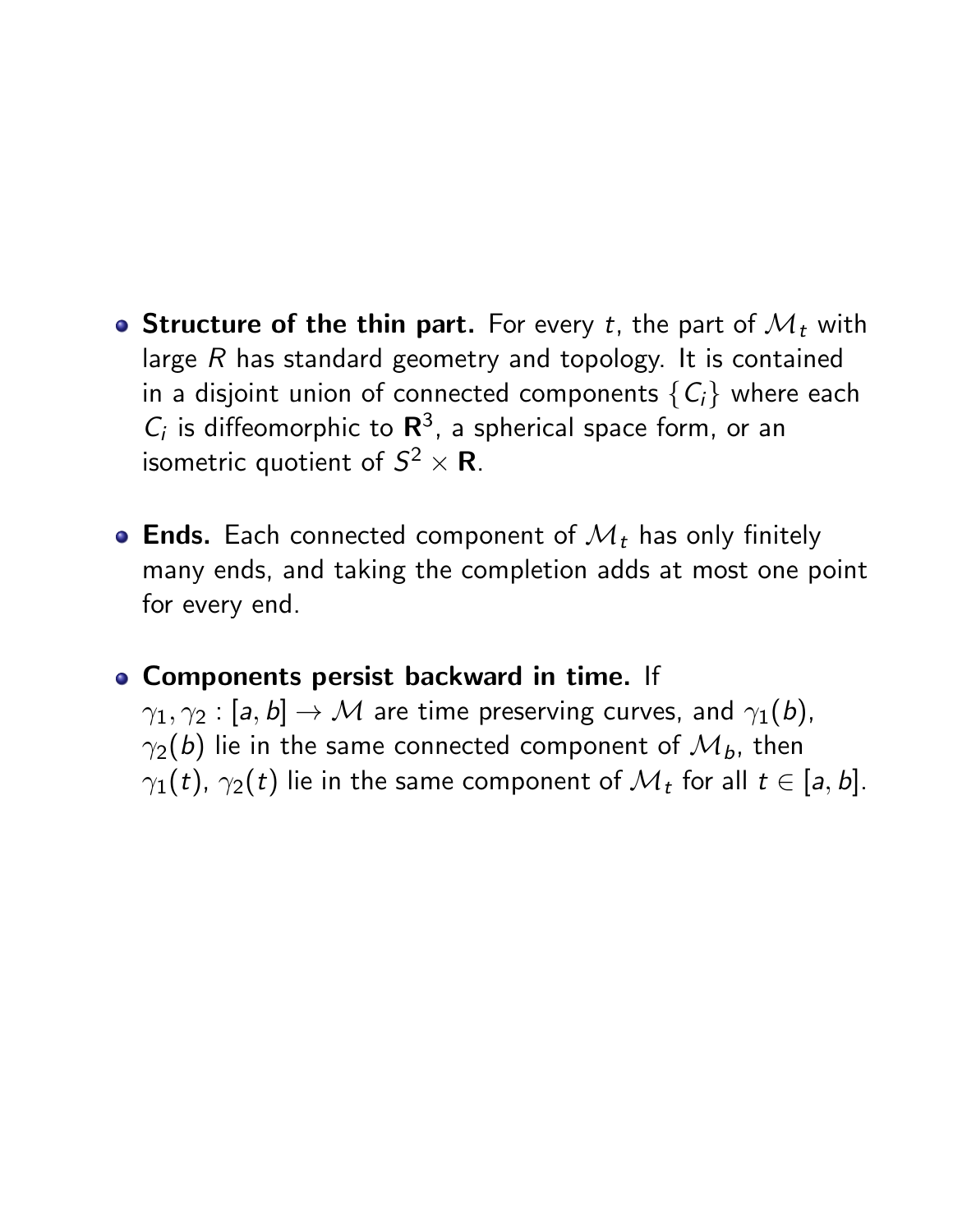- **Structure of the thin part.** For every $t$, the part of $\mathcal{M}_t$ with large $R$ has standard geometry and topology. It is contained in a disjoint union of connected components $\{C_i\}$ where each $C_i$ is diffeomorphic to $\mathbf{R}^3$, a spherical space form, or an isometric quotient of $S^2 \times \mathbf{R}$.

- **Ends.** Each connected component of $\mathcal{M}_t$ has only finitely many ends, and taking the completion adds at most one point for every end.

- **Components persist backward in time.** If $\gamma_1, \gamma_2 : [a, b] \to \mathcal{M}$ are time preserving curves, and $\gamma_1(b)$, $\gamma_2(b)$ lie in the same connected component of $\mathcal{M}_b$, then $\gamma_1(t)$, $\gamma_2(t)$ lie in the same component of $\mathcal{M}_t$ for all $t \in [a, b]$.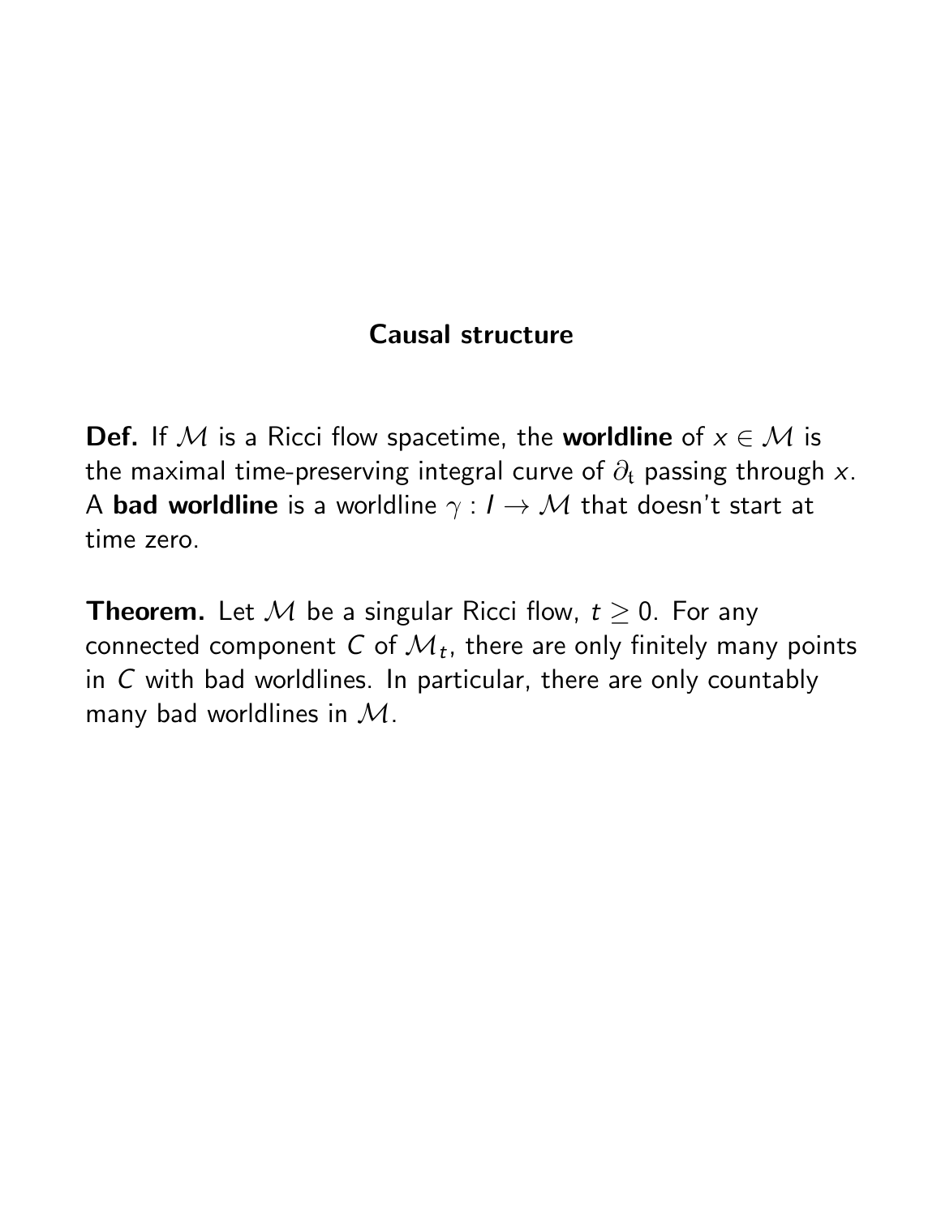## Causal structure

**Def.** If $\mathcal{M}$ is a Ricci flow spacetime, the **worldline** of $x \in \mathcal{M}$ is the maximal time-preserving integral curve of $\partial_t$ passing through $x$. A **bad worldline** is a worldline $\gamma : I \to \mathcal{M}$ that doesn't start at time zero.

**Theorem.** Let $\mathcal{M}$ be a singular Ricci flow, $t \geq 0$. For any connected component $C$ of $\mathcal{M}_t$, there are only finitely many points in $C$ with bad worldlines. In particular, there are only countably many bad worldlines in $\mathcal{M}$.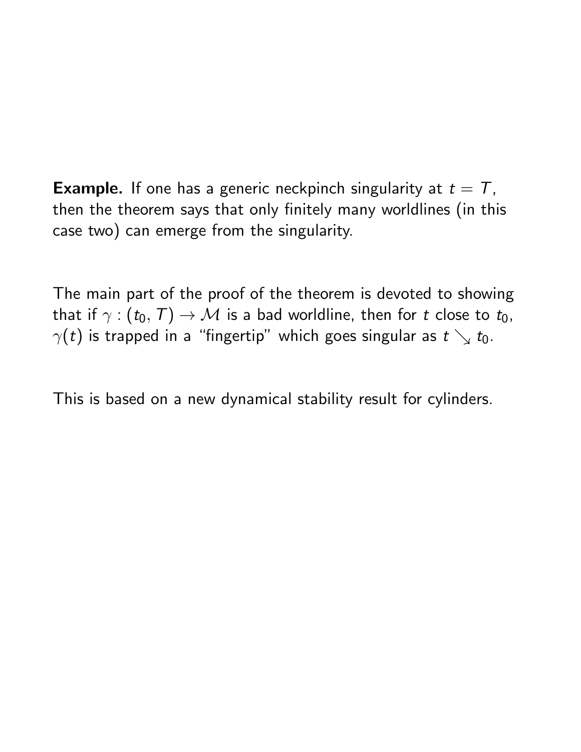**Example.** If one has a generic neckpinch singularity at $t = T$, then the theorem says that only finitely many worldlines (in this case two) can emerge from the singularity.

The main part of the proof of the theorem is devoted to showing that if $\gamma : (t_0, T) \to \mathcal{M}$ is a bad worldline, then for $t$ close to $t_0$, $\gamma(t)$ is trapped in a "fingertip" which goes singular as $t \searrow t_0$.

This is based on a new dynamical stability result for cylinders.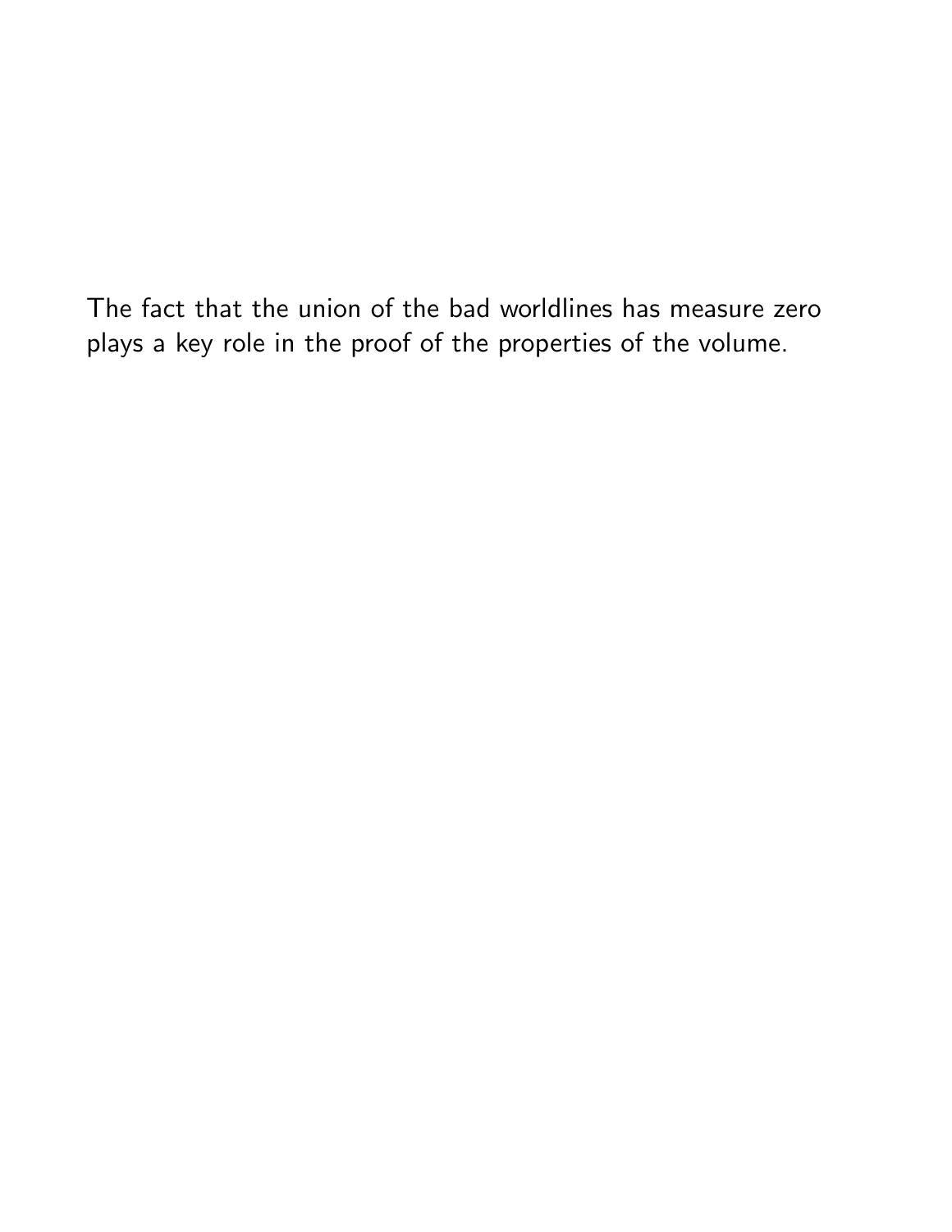The fact that the union of the bad worldlines has measure zero plays a key role in the proof of the properties of the volume.